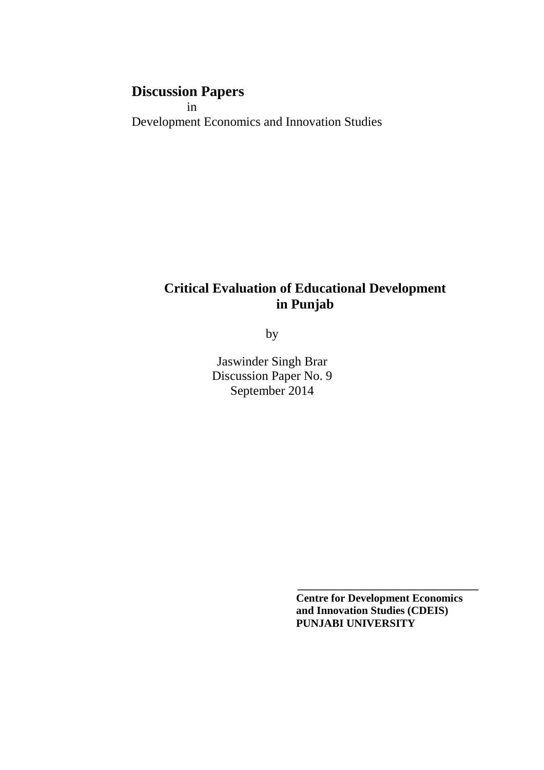**Discussion Papers**

in

Development Economics and Innovation Studies

# Critical Evaluation of Educational Development in Punjab

by

Jaswinder Singh Brar

Discussion Paper No. 9

September 2014

---

**Centre for Development Economics and Innovation Studies (CDEIS)**

**PUNJABI UNIVERSITY**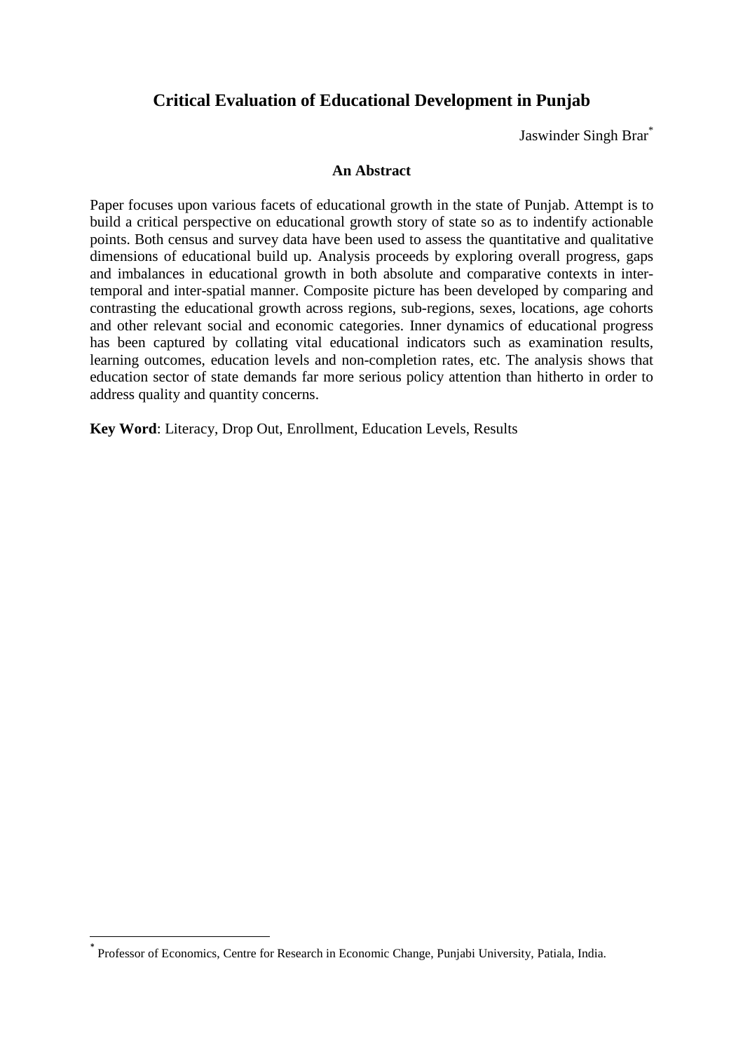# Critical Evaluation of Educational Development in Punjab

Jaswinder Singh Brar[*]

**An Abstract**

Paper focuses upon various facets of educational growth in the state of Punjab. Attempt is to build a critical perspective on educational growth story of state so as to indentify actionable points. Both census and survey data have been used to assess the quantitative and qualitative dimensions of educational build up. Analysis proceeds by exploring overall progress, gaps and imbalances in educational growth in both absolute and comparative contexts in inter-temporal and inter-spatial manner. Composite picture has been developed by comparing and contrasting the educational growth across regions, sub-regions, sexes, locations, age cohorts and other relevant social and economic categories. Inner dynamics of educational progress has been captured by collating vital educational indicators such as examination results, learning outcomes, education levels and non-completion rates, etc. The analysis shows that education sector of state demands far more serious policy attention than hitherto in order to address quality and quantity concerns.

**Key Word**: Literacy, Drop Out, Enrollment, Education Levels, Results

[*] Professor of Economics, Centre for Research in Economic Change, Punjabi University, Patiala, India.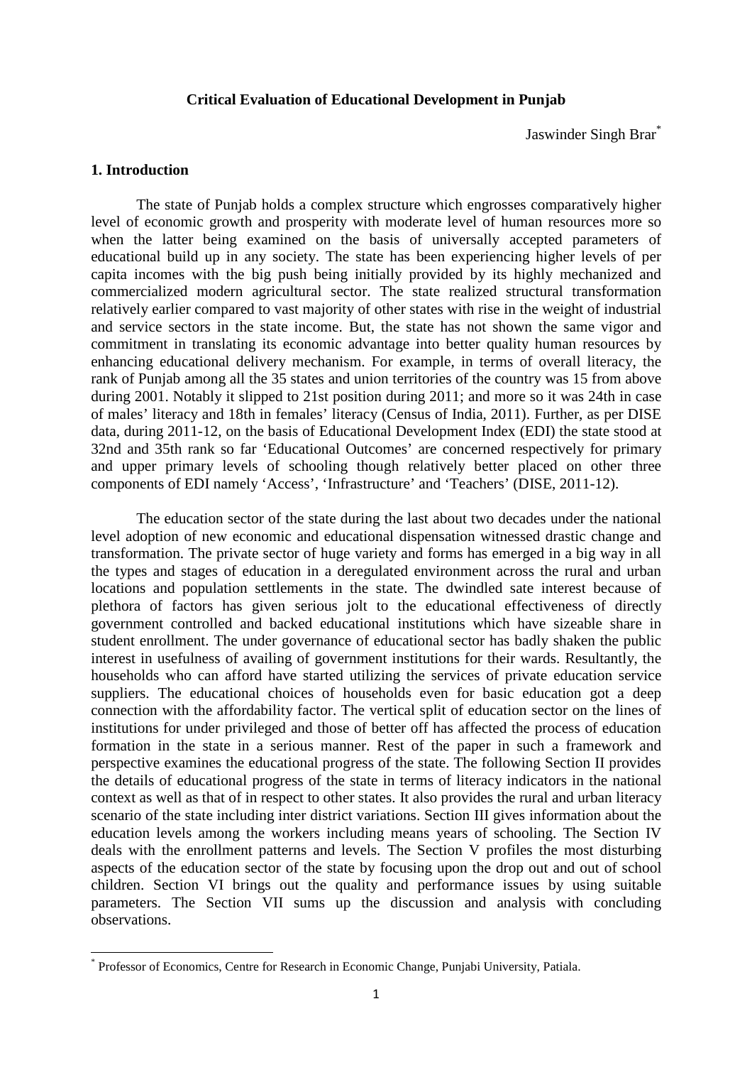**Critical Evaluation of Educational Development in Punjab**

Jaswinder Singh Brar*

## 1. Introduction

The state of Punjab holds a complex structure which engrosses comparatively higher level of economic growth and prosperity with moderate level of human resources more so when the latter being examined on the basis of universally accepted parameters of educational build up in any society. The state has been experiencing higher levels of per capita incomes with the big push being initially provided by its highly mechanized and commercialized modern agricultural sector. The state realized structural transformation relatively earlier compared to vast majority of other states with rise in the weight of industrial and service sectors in the state income. But, the state has not shown the same vigor and commitment in translating its economic advantage into better quality human resources by enhancing educational delivery mechanism. For example, in terms of overall literacy, the rank of Punjab among all the 35 states and union territories of the country was 15 from above during 2001. Notably it slipped to 21st position during 2011; and more so it was 24th in case of males' literacy and 18th in females' literacy (Census of India, 2011). Further, as per DISE data, during 2011-12, on the basis of Educational Development Index (EDI) the state stood at 32nd and 35th rank so far 'Educational Outcomes' are concerned respectively for primary and upper primary levels of schooling though relatively better placed on other three components of EDI namely 'Access', 'Infrastructure' and 'Teachers' (DISE, 2011-12).

The education sector of the state during the last about two decades under the national level adoption of new economic and educational dispensation witnessed drastic change and transformation. The private sector of huge variety and forms has emerged in a big way in all the types and stages of education in a deregulated environment across the rural and urban locations and population settlements in the state. The dwindled sate interest because of plethora of factors has given serious jolt to the educational effectiveness of directly government controlled and backed educational institutions which have sizeable share in student enrollment. The under governance of educational sector has badly shaken the public interest in usefulness of availing of government institutions for their wards. Resultantly, the households who can afford have started utilizing the services of private education service suppliers. The educational choices of households even for basic education got a deep connection with the affordability factor. The vertical split of education sector on the lines of institutions for under privileged and those of better off has affected the process of education formation in the state in a serious manner. Rest of the paper in such a framework and perspective examines the educational progress of the state. The following Section II provides the details of educational progress of the state in terms of literacy indicators in the national context as well as that of in respect to other states. It also provides the rural and urban literacy scenario of the state including inter district variations. Section III gives information about the education levels among the workers including means years of schooling. The Section IV deals with the enrollment patterns and levels. The Section V profiles the most disturbing aspects of the education sector of the state by focusing upon the drop out and out of school children. Section VI brings out the quality and performance issues by using suitable parameters. The Section VII sums up the discussion and analysis with concluding observations.

---

* Professor of Economics, Centre for Research in Economic Change, Punjabi University, Patiala.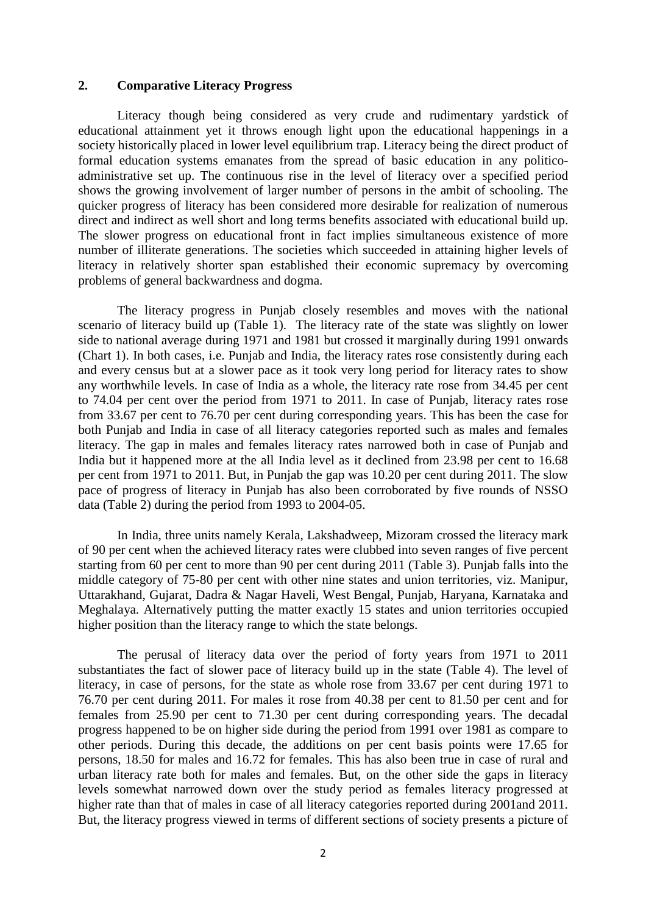## 2. Comparative Literacy Progress

Literacy though being considered as very crude and rudimentary yardstick of educational attainment yet it throws enough light upon the educational happenings in a society historically placed in lower level equilibrium trap. Literacy being the direct product of formal education systems emanates from the spread of basic education in any politico-administrative set up. The continuous rise in the level of literacy over a specified period shows the growing involvement of larger number of persons in the ambit of schooling. The quicker progress of literacy has been considered more desirable for realization of numerous direct and indirect as well short and long terms benefits associated with educational build up. The slower progress on educational front in fact implies simultaneous existence of more number of illiterate generations. The societies which succeeded in attaining higher levels of literacy in relatively shorter span established their economic supremacy by overcoming problems of general backwardness and dogma.

The literacy progress in Punjab closely resembles and moves with the national scenario of literacy build up (Table 1). The literacy rate of the state was slightly on lower side to national average during 1971 and 1981 but crossed it marginally during 1991 onwards (Chart 1). In both cases, i.e. Punjab and India, the literacy rates rose consistently during each and every census but at a slower pace as it took very long period for literacy rates to show any worthwhile levels. In case of India as a whole, the literacy rate rose from 34.45 per cent to 74.04 per cent over the period from 1971 to 2011. In case of Punjab, literacy rates rose from 33.67 per cent to 76.70 per cent during corresponding years. This has been the case for both Punjab and India in case of all literacy categories reported such as males and females literacy. The gap in males and females literacy rates narrowed both in case of Punjab and India but it happened more at the all India level as it declined from 23.98 per cent to 16.68 per cent from 1971 to 2011. But, in Punjab the gap was 10.20 per cent during 2011. The slow pace of progress of literacy in Punjab has also been corroborated by five rounds of NSSO data (Table 2) during the period from 1993 to 2004-05.

In India, three units namely Kerala, Lakshadweep, Mizoram crossed the literacy mark of 90 per cent when the achieved literacy rates were clubbed into seven ranges of five percent starting from 60 per cent to more than 90 per cent during 2011 (Table 3). Punjab falls into the middle category of 75-80 per cent with other nine states and union territories, viz. Manipur, Uttarakhand, Gujarat, Dadra & Nagar Haveli, West Bengal, Punjab, Haryana, Karnataka and Meghalaya. Alternatively putting the matter exactly 15 states and union territories occupied higher position than the literacy range to which the state belongs.

The perusal of literacy data over the period of forty years from 1971 to 2011 substantiates the fact of slower pace of literacy build up in the state (Table 4). The level of literacy, in case of persons, for the state as whole rose from 33.67 per cent during 1971 to 76.70 per cent during 2011. For males it rose from 40.38 per cent to 81.50 per cent and for females from 25.90 per cent to 71.30 per cent during corresponding years. The decadal progress happened to be on higher side during the period from 1991 over 1981 as compare to other periods. During this decade, the additions on per cent basis points were 17.65 for persons, 18.50 for males and 16.72 for females. This has also been true in case of rural and urban literacy rate both for males and females. But, on the other side the gaps in literacy levels somewhat narrowed down over the study period as females literacy progressed at higher rate than that of males in case of all literacy categories reported during 2001and 2011. But, the literacy progress viewed in terms of different sections of society presents a picture of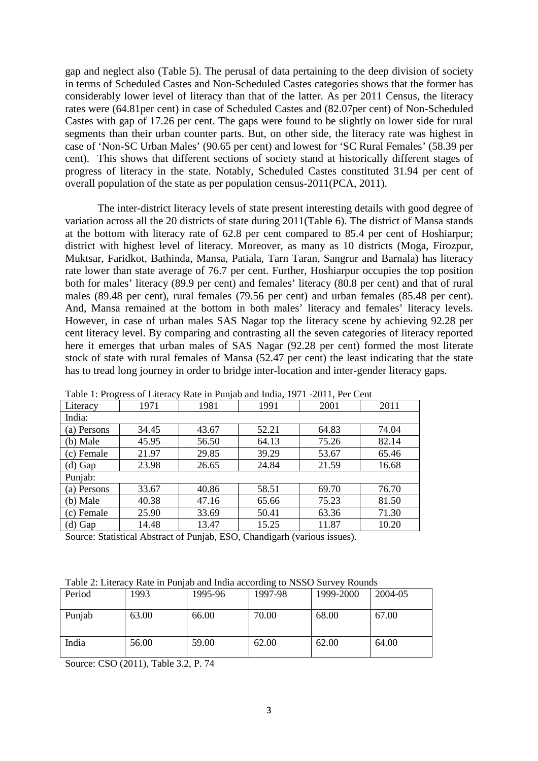gap and neglect also (Table 5). The perusal of data pertaining to the deep division of society in terms of Scheduled Castes and Non-Scheduled Castes categories shows that the former has considerably lower level of literacy than that of the latter. As per 2011 Census, the literacy rates were (64.81per cent) in case of Scheduled Castes and (82.07per cent) of Non-Scheduled Castes with gap of 17.26 per cent. The gaps were found to be slightly on lower side for rural segments than their urban counter parts. But, on other side, the literacy rate was highest in case of 'Non-SC Urban Males' (90.65 per cent) and lowest for 'SC Rural Females' (58.39 per cent). This shows that different sections of society stand at historically different stages of progress of literacy in the state. Notably, Scheduled Castes constituted 31.94 per cent of overall population of the state as per population census-2011(PCA, 2011).

The inter-district literacy levels of state present interesting details with good degree of variation across all the 20 districts of state during 2011(Table 6). The district of Mansa stands at the bottom with literacy rate of 62.8 per cent compared to 85.4 per cent of Hoshiarpur; district with highest level of literacy. Moreover, as many as 10 districts (Moga, Firozpur, Muktsar, Faridkot, Bathinda, Mansa, Patiala, Tarn Taran, Sangrur and Barnala) has literacy rate lower than state average of 76.7 per cent. Further, Hoshiarpur occupies the top position both for males' literacy (89.9 per cent) and females' literacy (80.8 per cent) and that of rural males (89.48 per cent), rural females (79.56 per cent) and urban females (85.48 per cent). And, Mansa remained at the bottom in both males' literacy and females' literacy levels. However, in case of urban males SAS Nagar top the literacy scene by achieving 92.28 per cent literacy level. By comparing and contrasting all the seven categories of literacy reported here it emerges that urban males of SAS Nagar (92.28 per cent) formed the most literate stock of state with rural females of Mansa (52.47 per cent) the least indicating that the state has to tread long journey in order to bridge inter-location and inter-gender literacy gaps.

Table 1: Progress of Literacy Rate in Punjab and India, 1971 -2011, Per Cent

| Literacy | 1971 | 1981 | 1991 | 2001 | 2011 |
|---|---|---|---|---|---|
| India: | | | | | |
| (a) Persons | 34.45 | 43.67 | 52.21 | 64.83 | 74.04 |
| (b) Male | 45.95 | 56.50 | 64.13 | 75.26 | 82.14 |
| (c) Female | 21.97 | 29.85 | 39.29 | 53.67 | 65.46 |
| (d) Gap | 23.98 | 26.65 | 24.84 | 21.59 | 16.68 |
| Punjab: | | | | | |
| (a) Persons | 33.67 | 40.86 | 58.51 | 69.70 | 76.70 |
| (b) Male | 40.38 | 47.16 | 65.66 | 75.23 | 81.50 |
| (c) Female | 25.90 | 33.69 | 50.41 | 63.36 | 71.30 |
| (d) Gap | 14.48 | 13.47 | 15.25 | 11.87 | 10.20 |

Source: Statistical Abstract of Punjab, ESO, Chandigarh (various issues).

Table 2: Literacy Rate in Punjab and India according to NSSO Survey Rounds

| Period | 1993 | 1995-96 | 1997-98 | 1999-2000 | 2004-05 |
|---|---|---|---|---|---|
| Punjab | 63.00 | 66.00 | 70.00 | 68.00 | 67.00 |
| India | 56.00 | 59.00 | 62.00 | 62.00 | 64.00 |

Source: CSO (2011), Table 3.2, P. 74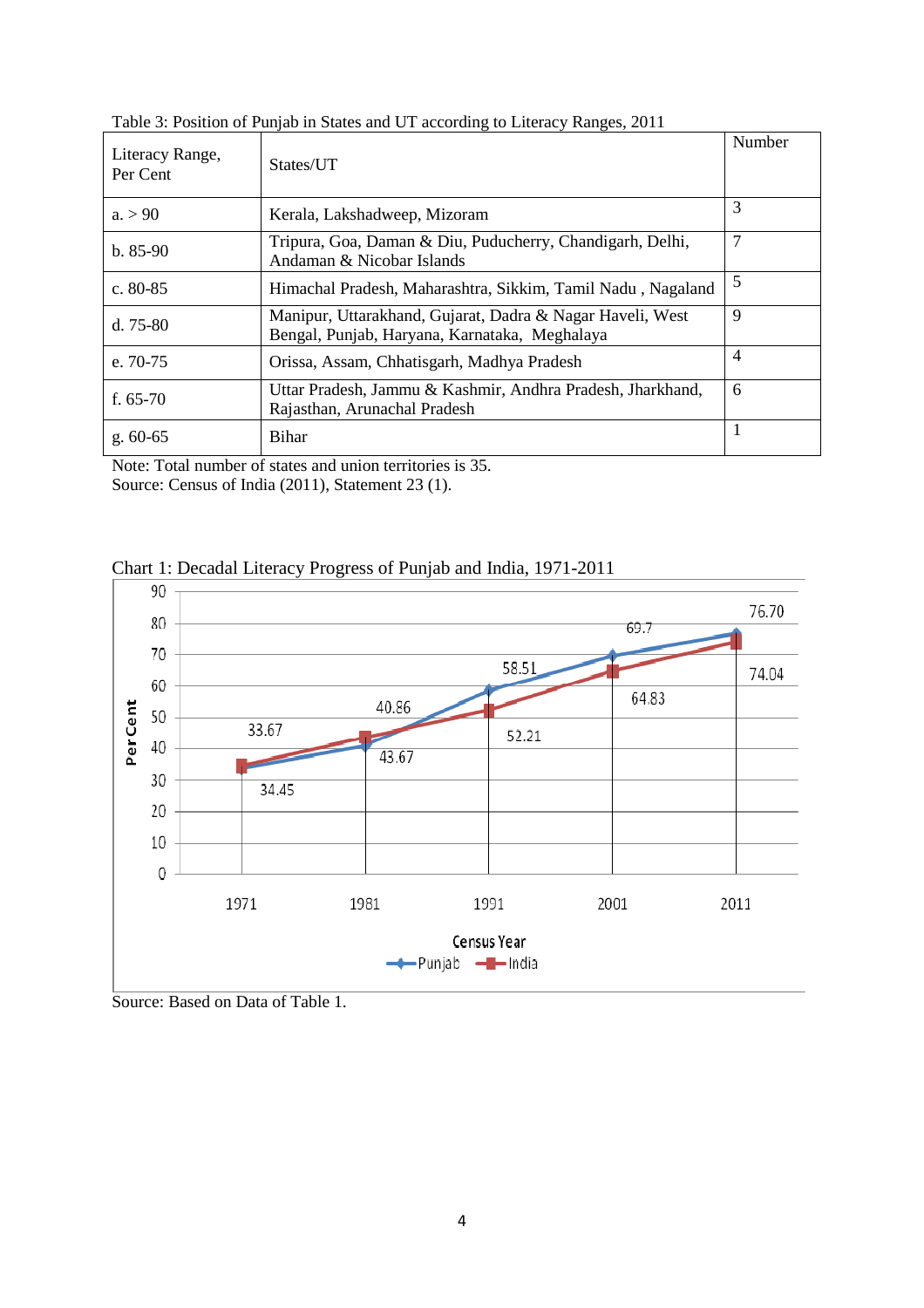Table 3: Position of Punjab in States and UT according to Literacy Ranges, 2011

| Literacy Range, Per Cent | States/UT | Number |
|---|---|---|
| a. > 90 | Kerala, Lakshadweep, Mizoram | 3 |
| b. 85-90 | Tripura, Goa, Daman & Diu, Puducherry, Chandigarh, Delhi, Andaman & Nicobar Islands | 7 |
| c. 80-85 | Himachal Pradesh, Maharashtra, Sikkim, Tamil Nadu , Nagaland | 5 |
| d. 75-80 | Manipur, Uttarakhand, Gujarat, Dadra & Nagar Haveli, West Bengal, Punjab, Haryana, Karnataka, Meghalaya | 9 |
| e. 70-75 | Orissa, Assam, Chhatisgarh, Madhya Pradesh | 4 |
| f. 65-70 | Uttar Pradesh, Jammu & Kashmir, Andhra Pradesh, Jharkhand, Rajasthan, Arunachal Pradesh | 6 |
| g. 60-65 | Bihar | 1 |

Note: Total number of states and union territories is 35.
Source: Census of India (2011), Statement 23 (1).

Chart 1: Decadal Literacy Progress of Punjab and India, 1971-2011

| Census Year | Punjab | India |
|---|---|---|
| 1971 | 33.67 | 34.45 |
| 1981 | 40.86 | 43.67 |
| 1991 | 58.51 | 52.21 |
| 2001 | 69.7 | 64.83 |
| 2011 | 76.70 | 74.04 |

Source: Based on Data of Table 1.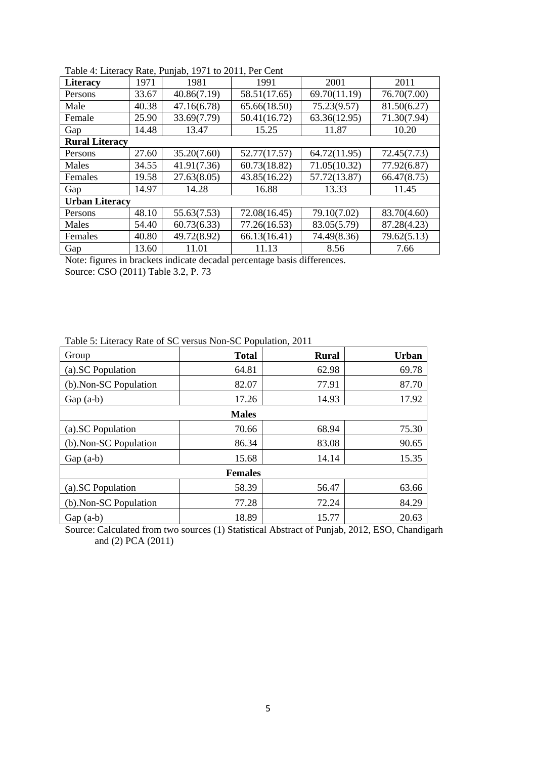Table 4: Literacy Rate, Punjab, 1971 to 2011, Per Cent

| **Literacy** | 1971 | 1981 | 1991 | 2001 | 2011 |
|---|---|---|---|---|---|
| Persons | 33.67 | 40.86(7.19) | 58.51(17.65) | 69.70(11.19) | 76.70(7.00) |
| Male | 40.38 | 47.16(6.78) | 65.66(18.50) | 75.23(9.57) | 81.50(6.27) |
| Female | 25.90 | 33.69(7.79) | 50.41(16.72) | 63.36(12.95) | 71.30(7.94) |
| Gap | 14.48 | 13.47 | 15.25 | 11.87 | 10.20 |
| **Rural Literacy** | | | | | |
| Persons | 27.60 | 35.20(7.60) | 52.77(17.57) | 64.72(11.95) | 72.45(7.73) |
| Males | 34.55 | 41.91(7.36) | 60.73(18.82) | 71.05(10.32) | 77.92(6.87) |
| Females | 19.58 | 27.63(8.05) | 43.85(16.22) | 57.72(13.87) | 66.47(8.75) |
| Gap | 14.97 | 14.28 | 16.88 | 13.33 | 11.45 |
| **Urban Literacy** | | | | | |
| Persons | 48.10 | 55.63(7.53) | 72.08(16.45) | 79.10(7.02) | 83.70(4.60) |
| Males | 54.40 | 60.73(6.33) | 77.26(16.53) | 83.05(5.79) | 87.28(4.23) |
| Females | 40.80 | 49.72(8.92) | 66.13(16.41) | 74.49(8.36) | 79.62(5.13) |
| Gap | 13.60 | 11.01 | 11.13 | 8.56 | 7.66 |

Note: figures in brackets indicate decadal percentage basis differences.
Source: CSO (2011) Table 3.2, P. 73

Table 5: Literacy Rate of SC versus Non-SC Population, 2011

| Group | **Total** | **Rural** | **Urban** |
|---|---|---|---|
| (a).SC Population | 64.81 | 62.98 | 69.78 |
| (b).Non-SC Population | 82.07 | 77.91 | 87.70 |
| Gap (a-b) | 17.26 | 14.93 | 17.92 |
| | **Males** | | |
| (a).SC Population | 70.66 | 68.94 | 75.30 |
| (b).Non-SC Population | 86.34 | 83.08 | 90.65 |
| Gap (a-b) | 15.68 | 14.14 | 15.35 |
| | **Females** | | |
| (a).SC Population | 58.39 | 56.47 | 63.66 |
| (b).Non-SC Population | 77.28 | 72.24 | 84.29 |
| Gap (a-b) | 18.89 | 15.77 | 20.63 |

Source: Calculated from two sources (1) Statistical Abstract of Punjab, 2012, ESO, Chandigarh and (2) PCA (2011)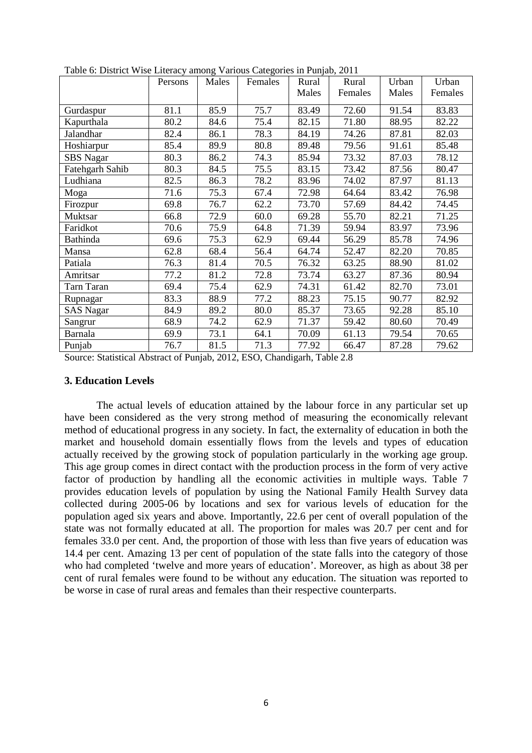Table 6: District Wise Literacy among Various Categories in Punjab, 2011

| | Persons | Males | Females | Rural Males | Rural Females | Urban Males | Urban Females |
|---|---|---|---|---|---|---|---|
| Gurdaspur | 81.1 | 85.9 | 75.7 | 83.49 | 72.60 | 91.54 | 83.83 |
| Kapurthala | 80.2 | 84.6 | 75.4 | 82.15 | 71.80 | 88.95 | 82.22 |
| Jalandhar | 82.4 | 86.1 | 78.3 | 84.19 | 74.26 | 87.81 | 82.03 |
| Hoshiarpur | 85.4 | 89.9 | 80.8 | 89.48 | 79.56 | 91.61 | 85.48 |
| SBS Nagar | 80.3 | 86.2 | 74.3 | 85.94 | 73.32 | 87.03 | 78.12 |
| Fatehgarh Sahib | 80.3 | 84.5 | 75.5 | 83.15 | 73.42 | 87.56 | 80.47 |
| Ludhiana | 82.5 | 86.3 | 78.2 | 83.96 | 74.02 | 87.97 | 81.13 |
| Moga | 71.6 | 75.3 | 67.4 | 72.98 | 64.64 | 83.42 | 76.98 |
| Firozpur | 69.8 | 76.7 | 62.2 | 73.70 | 57.69 | 84.42 | 74.45 |
| Muktsar | 66.8 | 72.9 | 60.0 | 69.28 | 55.70 | 82.21 | 71.25 |
| Faridkot | 70.6 | 75.9 | 64.8 | 71.39 | 59.94 | 83.97 | 73.96 |
| Bathinda | 69.6 | 75.3 | 62.9 | 69.44 | 56.29 | 85.78 | 74.96 |
| Mansa | 62.8 | 68.4 | 56.4 | 64.74 | 52.47 | 82.20 | 70.85 |
| Patiala | 76.3 | 81.4 | 70.5 | 76.32 | 63.25 | 88.90 | 81.02 |
| Amritsar | 77.2 | 81.2 | 72.8 | 73.74 | 63.27 | 87.36 | 80.94 |
| Tarn Taran | 69.4 | 75.4 | 62.9 | 74.31 | 61.42 | 82.70 | 73.01 |
| Rupnagar | 83.3 | 88.9 | 77.2 | 88.23 | 75.15 | 90.77 | 82.92 |
| SAS Nagar | 84.9 | 89.2 | 80.0 | 85.37 | 73.65 | 92.28 | 85.10 |
| Sangrur | 68.9 | 74.2 | 62.9 | 71.37 | 59.42 | 80.60 | 70.49 |
| Barnala | 69.9 | 73.1 | 64.1 | 70.09 | 61.13 | 79.54 | 70.65 |
| Punjab | 76.7 | 81.5 | 71.3 | 77.92 | 66.47 | 87.28 | 79.62 |

Source: Statistical Abstract of Punjab, 2012, ESO, Chandigarh, Table 2.8

### 3. Education Levels

The actual levels of education attained by the labour force in any particular set up have been considered as the very strong method of measuring the economically relevant method of educational progress in any society. In fact, the externality of education in both the market and household domain essentially flows from the levels and types of education actually received by the growing stock of population particularly in the working age group. This age group comes in direct contact with the production process in the form of very active factor of production by handling all the economic activities in multiple ways. Table 7 provides education levels of population by using the National Family Health Survey data collected during 2005-06 by locations and sex for various levels of education for the population aged six years and above. Importantly, 22.6 per cent of overall population of the state was not formally educated at all. The proportion for males was 20.7 per cent and for females 33.0 per cent. And, the proportion of those with less than five years of education was 14.4 per cent. Amazing 13 per cent of population of the state falls into the category of those who had completed 'twelve and more years of education'. Moreover, as high as about 38 per cent of rural females were found to be without any education. The situation was reported to be worse in case of rural areas and females than their respective counterparts.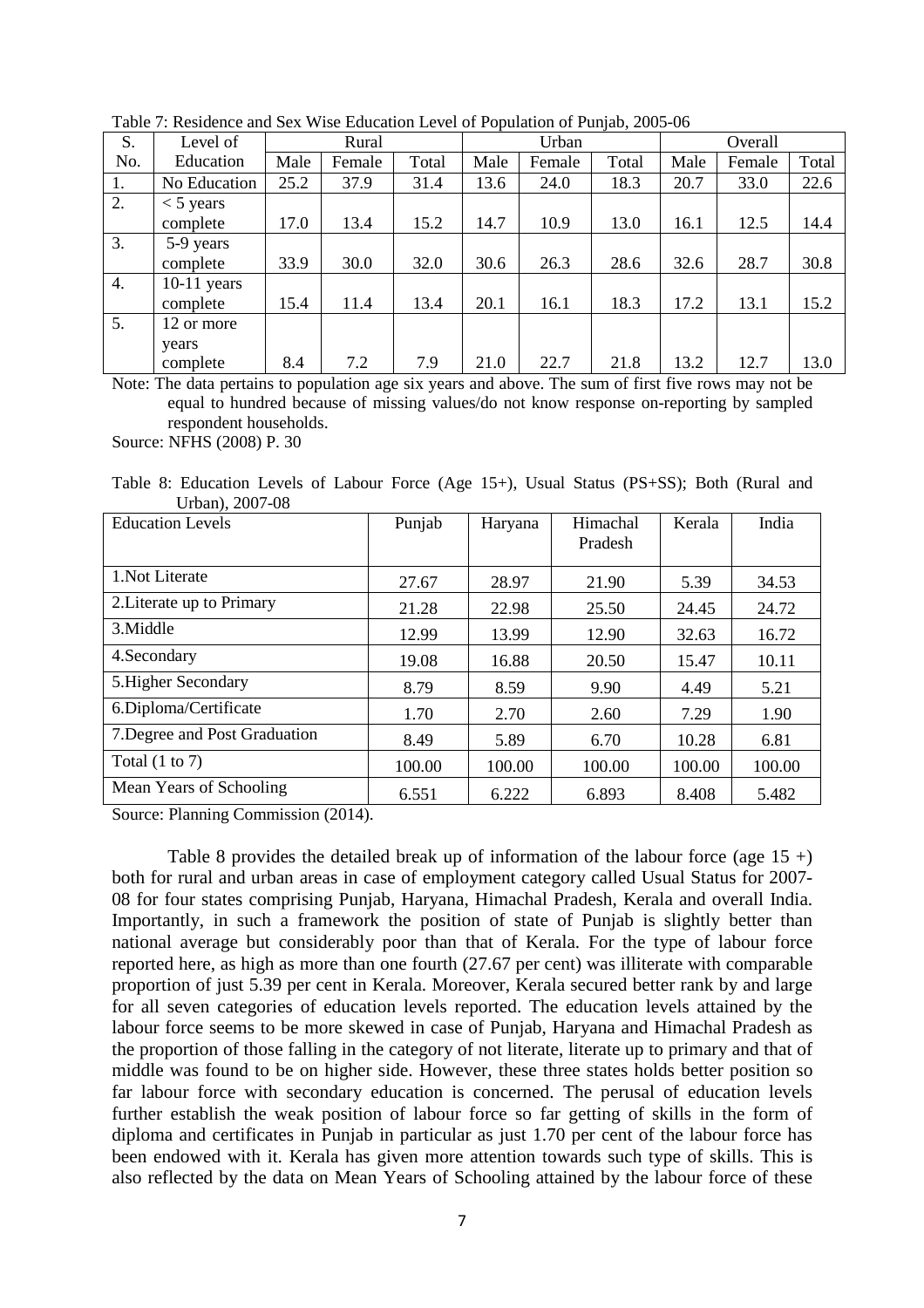Table 7: Residence and Sex Wise Education Level of Population of Punjab, 2005-06

| S. No. | Level of Education | Rural | | | Urban | | | Overall | | |
|---|---|---|---|---|---|---|---|---|---|---|
| | | Male | Female | Total | Male | Female | Total | Male | Female | Total |
| 1. | No Education | 25.2 | 37.9 | 31.4 | 13.6 | 24.0 | 18.3 | 20.7 | 33.0 | 22.6 |
| 2. | < 5 years complete | 17.0 | 13.4 | 15.2 | 14.7 | 10.9 | 13.0 | 16.1 | 12.5 | 14.4 |
| 3. | 5-9 years complete | 33.9 | 30.0 | 32.0 | 30.6 | 26.3 | 28.6 | 32.6 | 28.7 | 30.8 |
| 4. | 10-11 years complete | 15.4 | 11.4 | 13.4 | 20.1 | 16.1 | 18.3 | 17.2 | 13.1 | 15.2 |
| 5. | 12 or more years complete | 8.4 | 7.2 | 7.9 | 21.0 | 22.7 | 21.8 | 13.2 | 12.7 | 13.0 |

Note: The data pertains to population age six years and above. The sum of first five rows may not be equal to hundred because of missing values/do not know response on-reporting by sampled respondent households.

Source: NFHS (2008) P. 30

Table 8: Education Levels of Labour Force (Age 15+), Usual Status (PS+SS); Both (Rural and Urban), 2007-08

| Education Levels | Punjab | Haryana | Himachal Pradesh | Kerala | India |
|---|---|---|---|---|---|
| 1.Not Literate | 27.67 | 28.97 | 21.90 | 5.39 | 34.53 |
| 2.Literate up to Primary | 21.28 | 22.98 | 25.50 | 24.45 | 24.72 |
| 3.Middle | 12.99 | 13.99 | 12.90 | 32.63 | 16.72 |
| 4.Secondary | 19.08 | 16.88 | 20.50 | 15.47 | 10.11 |
| 5.Higher Secondary | 8.79 | 8.59 | 9.90 | 4.49 | 5.21 |
| 6.Diploma/Certificate | 1.70 | 2.70 | 2.60 | 7.29 | 1.90 |
| 7.Degree and Post Graduation | 8.49 | 5.89 | 6.70 | 10.28 | 6.81 |
| Total (1 to 7) | 100.00 | 100.00 | 100.00 | 100.00 | 100.00 |
| Mean Years of Schooling | 6.551 | 6.222 | 6.893 | 8.408 | 5.482 |

Source: Planning Commission (2014).

Table 8 provides the detailed break up of information of the labour force (age 15 +) both for rural and urban areas in case of employment category called Usual Status for 2007-08 for four states comprising Punjab, Haryana, Himachal Pradesh, Kerala and overall India. Importantly, in such a framework the position of state of Punjab is slightly better than national average but considerably poor than that of Kerala. For the type of labour force reported here, as high as more than one fourth (27.67 per cent) was illiterate with comparable proportion of just 5.39 per cent in Kerala. Moreover, Kerala secured better rank by and large for all seven categories of education levels reported. The education levels attained by the labour force seems to be more skewed in case of Punjab, Haryana and Himachal Pradesh as the proportion of those falling in the category of not literate, literate up to primary and that of middle was found to be on higher side. However, these three states holds better position so far labour force with secondary education is concerned. The perusal of education levels further establish the weak position of labour force so far getting of skills in the form of diploma and certificates in Punjab in particular as just 1.70 per cent of the labour force has been endowed with it. Kerala has given more attention towards such type of skills. This is also reflected by the data on Mean Years of Schooling attained by the labour force of these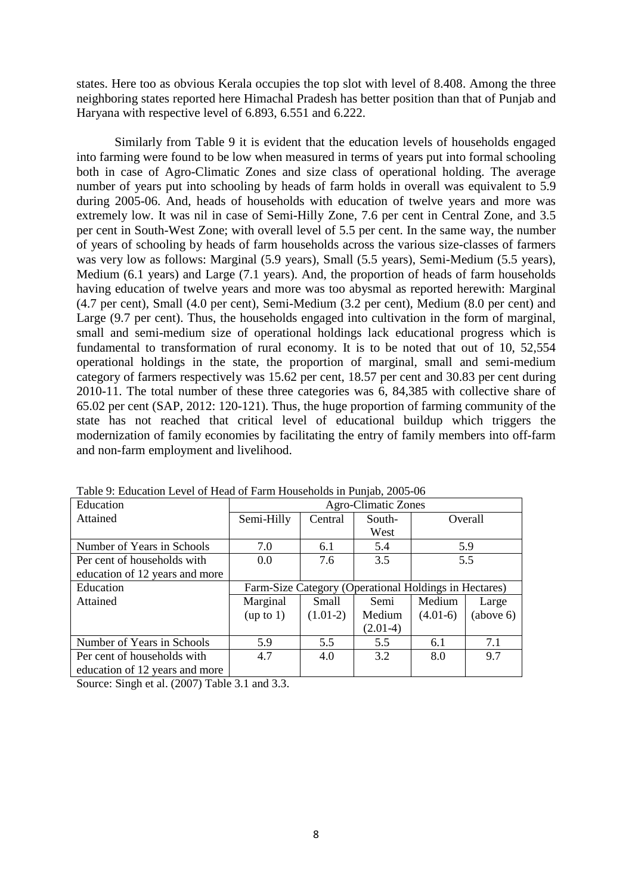states. Here too as obvious Kerala occupies the top slot with level of 8.408. Among the three neighboring states reported here Himachal Pradesh has better position than that of Punjab and Haryana with respective level of 6.893, 6.551 and 6.222.

Similarly from Table 9 it is evident that the education levels of households engaged into farming were found to be low when measured in terms of years put into formal schooling both in case of Agro-Climatic Zones and size class of operational holding. The average number of years put into schooling by heads of farm holds in overall was equivalent to 5.9 during 2005-06. And, heads of households with education of twelve years and more was extremely low. It was nil in case of Semi-Hilly Zone, 7.6 per cent in Central Zone, and 3.5 per cent in South-West Zone; with overall level of 5.5 per cent. In the same way, the number of years of schooling by heads of farm households across the various size-classes of farmers was very low as follows: Marginal (5.9 years), Small (5.5 years), Semi-Medium (5.5 years), Medium (6.1 years) and Large (7.1 years). And, the proportion of heads of farm households having education of twelve years and more was too abysmal as reported herewith: Marginal (4.7 per cent), Small (4.0 per cent), Semi-Medium (3.2 per cent), Medium (8.0 per cent) and Large (9.7 per cent). Thus, the households engaged into cultivation in the form of marginal, small and semi-medium size of operational holdings lack educational progress which is fundamental to transformation of rural economy. It is to be noted that out of 10, 52,554 operational holdings in the state, the proportion of marginal, small and semi-medium category of farmers respectively was 15.62 per cent, 18.57 per cent and 30.83 per cent during 2010-11. The total number of these three categories was 6, 84,385 with collective share of 65.02 per cent (SAP, 2012: 120-121). Thus, the huge proportion of farming community of the state has not reached that critical level of educational buildup which triggers the modernization of family economies by facilitating the entry of family members into off-farm and non-farm employment and livelihood.

Table 9: Education Level of Head of Farm Households in Punjab, 2005-06

| Education Attained | Agro-Climatic Zones | | | | |
|---|---|---|---|---|---|
| | Semi-Hilly | Central | South-West | Overall | |
| Number of Years in Schools | 7.0 | 6.1 | 5.4 | 5.9 | |
| Per cent of households with education of 12 years and more | 0.0 | 7.6 | 3.5 | 5.5 | |
| Education Attained | Farm-Size Category (Operational Holdings in Hectares) | | | | |
| | Marginal (up to 1) | Small (1.01-2) | Semi Medium (2.01-4) | Medium (4.01-6) | Large (above 6) |
| Number of Years in Schools | 5.9 | 5.5 | 5.5 | 6.1 | 7.1 |
| Per cent of households with education of 12 years and more | 4.7 | 4.0 | 3.2 | 8.0 | 9.7 |

Source: Singh et al. (2007) Table 3.1 and 3.3.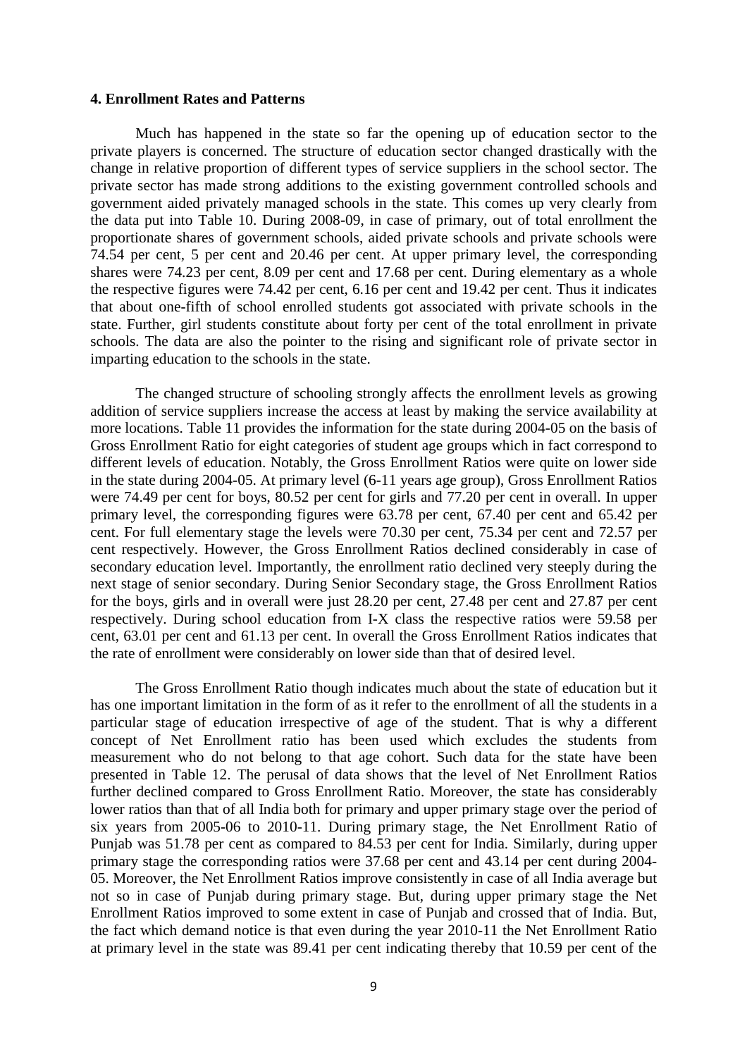### 4. Enrollment Rates and Patterns

Much has happened in the state so far the opening up of education sector to the private players is concerned. The structure of education sector changed drastically with the change in relative proportion of different types of service suppliers in the school sector. The private sector has made strong additions to the existing government controlled schools and government aided privately managed schools in the state. This comes up very clearly from the data put into Table 10. During 2008-09, in case of primary, out of total enrollment the proportionate shares of government schools, aided private schools and private schools were 74.54 per cent, 5 per cent and 20.46 per cent. At upper primary level, the corresponding shares were 74.23 per cent, 8.09 per cent and 17.68 per cent. During elementary as a whole the respective figures were 74.42 per cent, 6.16 per cent and 19.42 per cent. Thus it indicates that about one-fifth of school enrolled students got associated with private schools in the state. Further, girl students constitute about forty per cent of the total enrollment in private schools. The data are also the pointer to the rising and significant role of private sector in imparting education to the schools in the state.

The changed structure of schooling strongly affects the enrollment levels as growing addition of service suppliers increase the access at least by making the service availability at more locations. Table 11 provides the information for the state during 2004-05 on the basis of Gross Enrollment Ratio for eight categories of student age groups which in fact correspond to different levels of education. Notably, the Gross Enrollment Ratios were quite on lower side in the state during 2004-05. At primary level (6-11 years age group), Gross Enrollment Ratios were 74.49 per cent for boys, 80.52 per cent for girls and 77.20 per cent in overall. In upper primary level, the corresponding figures were 63.78 per cent, 67.40 per cent and 65.42 per cent. For full elementary stage the levels were 70.30 per cent, 75.34 per cent and 72.57 per cent respectively. However, the Gross Enrollment Ratios declined considerably in case of secondary education level. Importantly, the enrollment ratio declined very steeply during the next stage of senior secondary. During Senior Secondary stage, the Gross Enrollment Ratios for the boys, girls and in overall were just 28.20 per cent, 27.48 per cent and 27.87 per cent respectively. During school education from I-X class the respective ratios were 59.58 per cent, 63.01 per cent and 61.13 per cent. In overall the Gross Enrollment Ratios indicates that the rate of enrollment were considerably on lower side than that of desired level.

The Gross Enrollment Ratio though indicates much about the state of education but it has one important limitation in the form of as it refer to the enrollment of all the students in a particular stage of education irrespective of age of the student. That is why a different concept of Net Enrollment ratio has been used which excludes the students from measurement who do not belong to that age cohort. Such data for the state have been presented in Table 12. The perusal of data shows that the level of Net Enrollment Ratios further declined compared to Gross Enrollment Ratio. Moreover, the state has considerably lower ratios than that of all India both for primary and upper primary stage over the period of six years from 2005-06 to 2010-11. During primary stage, the Net Enrollment Ratio of Punjab was 51.78 per cent as compared to 84.53 per cent for India. Similarly, during upper primary stage the corresponding ratios were 37.68 per cent and 43.14 per cent during 2004-05. Moreover, the Net Enrollment Ratios improve consistently in case of all India average but not so in case of Punjab during primary stage. But, during upper primary stage the Net Enrollment Ratios improved to some extent in case of Punjab and crossed that of India. But, the fact which demand notice is that even during the year 2010-11 the Net Enrollment Ratio at primary level in the state was 89.41 per cent indicating thereby that 10.59 per cent of the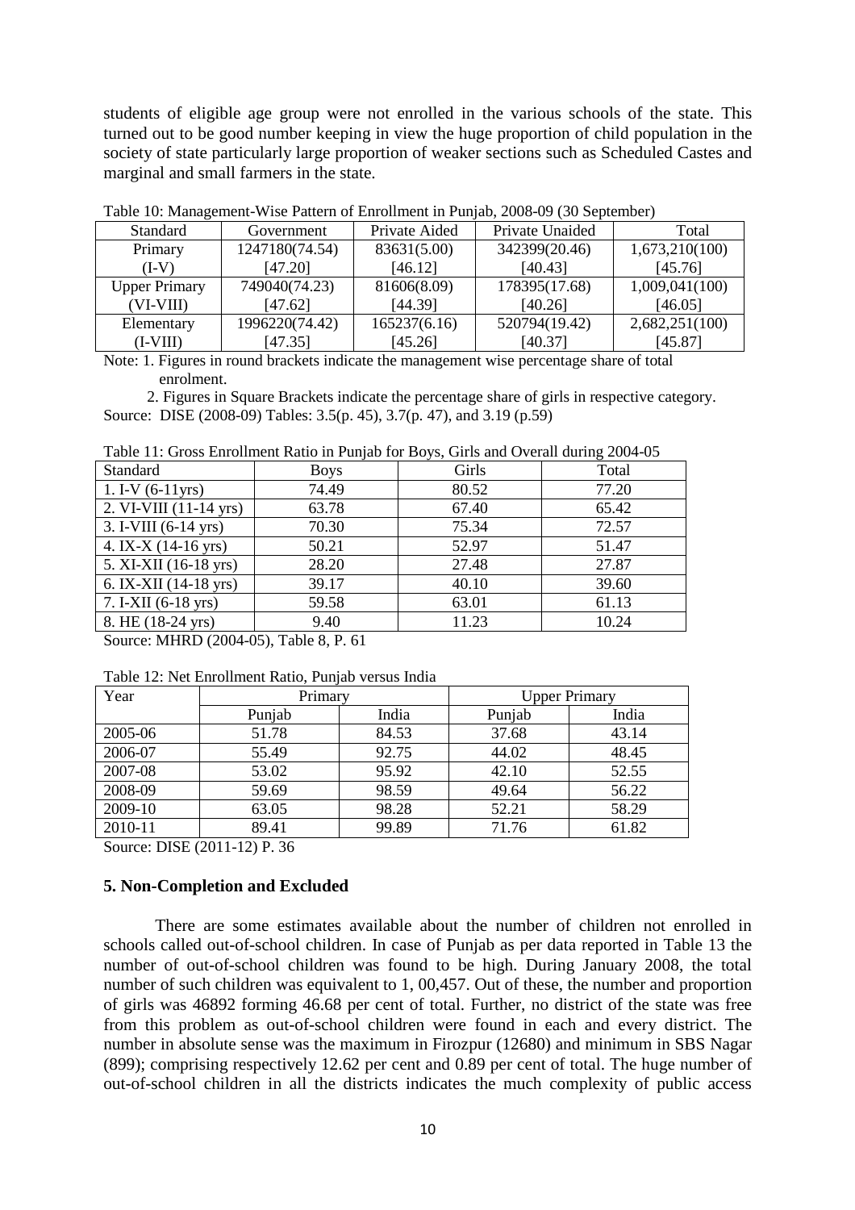students of eligible age group were not enrolled in the various schools of the state. This turned out to be good number keeping in view the huge proportion of child population in the society of state particularly large proportion of weaker sections such as Scheduled Castes and marginal and small farmers in the state.

Table 10: Management-Wise Pattern of Enrollment in Punjab, 2008-09 (30 September)

| Standard | Government | Private Aided | Private Unaided | Total |
|---|---|---|---|---|
| Primary (I-V) | 1247180(74.54) [47.20] | 83631(5.00) [46.12] | 342399(20.46) [40.43] | 1,673,210(100) [45.76] |
| Upper Primary (VI-VIII) | 749040(74.23) [47.62] | 81606(8.09) [44.39] | 178395(17.68) [40.26] | 1,009,041(100) [46.05] |
| Elementary (I-VIII) | 1996220(74.42) [47.35] | 165237(6.16) [45.26] | 520794(19.42) [40.37] | 2,682,251(100) [45.87] |

Note: 1. Figures in round brackets indicate the management wise percentage share of total enrolment.

2. Figures in Square Brackets indicate the percentage share of girls in respective category.

Source: DISE (2008-09) Tables: 3.5(p. 45), 3.7(p. 47), and 3.19 (p.59)

Table 11: Gross Enrollment Ratio in Punjab for Boys, Girls and Overall during 2004-05

| Standard | Boys | Girls | Total |
|---|---|---|---|
| 1. I-V (6-11yrs) | 74.49 | 80.52 | 77.20 |
| 2. VI-VIII (11-14 yrs) | 63.78 | 67.40 | 65.42 |
| 3. I-VIII (6-14 yrs) | 70.30 | 75.34 | 72.57 |
| 4. IX-X (14-16 yrs) | 50.21 | 52.97 | 51.47 |
| 5. XI-XII (16-18 yrs) | 28.20 | 27.48 | 27.87 |
| 6. IX-XII (14-18 yrs) | 39.17 | 40.10 | 39.60 |
| 7. I-XII (6-18 yrs) | 59.58 | 63.01 | 61.13 |
| 8. HE (18-24 yrs) | 9.40 | 11.23 | 10.24 |

Source: MHRD (2004-05), Table 8, P. 61

Table 12: Net Enrollment Ratio, Punjab versus India

| Year | Primary | | Upper Primary | |
|---|---|---|---|---|
| | Punjab | India | Punjab | India |
| 2005-06 | 51.78 | 84.53 | 37.68 | 43.14 |
| 2006-07 | 55.49 | 92.75 | 44.02 | 48.45 |
| 2007-08 | 53.02 | 95.92 | 42.10 | 52.55 |
| 2008-09 | 59.69 | 98.59 | 49.64 | 56.22 |
| 2009-10 | 63.05 | 98.28 | 52.21 | 58.29 |
| 2010-11 | 89.41 | 99.89 | 71.76 | 61.82 |

Source: DISE (2011-12) P. 36

### 5. Non-Completion and Excluded

There are some estimates available about the number of children not enrolled in schools called out-of-school children. In case of Punjab as per data reported in Table 13 the number of out-of-school children was found to be high. During January 2008, the total number of such children was equivalent to 1, 00,457. Out of these, the number and proportion of girls was 46892 forming 46.68 per cent of total. Further, no district of the state was free from this problem as out-of-school children were found in each and every district. The number in absolute sense was the maximum in Firozpur (12680) and minimum in SBS Nagar (899); comprising respectively 12.62 per cent and 0.89 per cent of total. The huge number of out-of-school children in all the districts indicates the much complexity of public access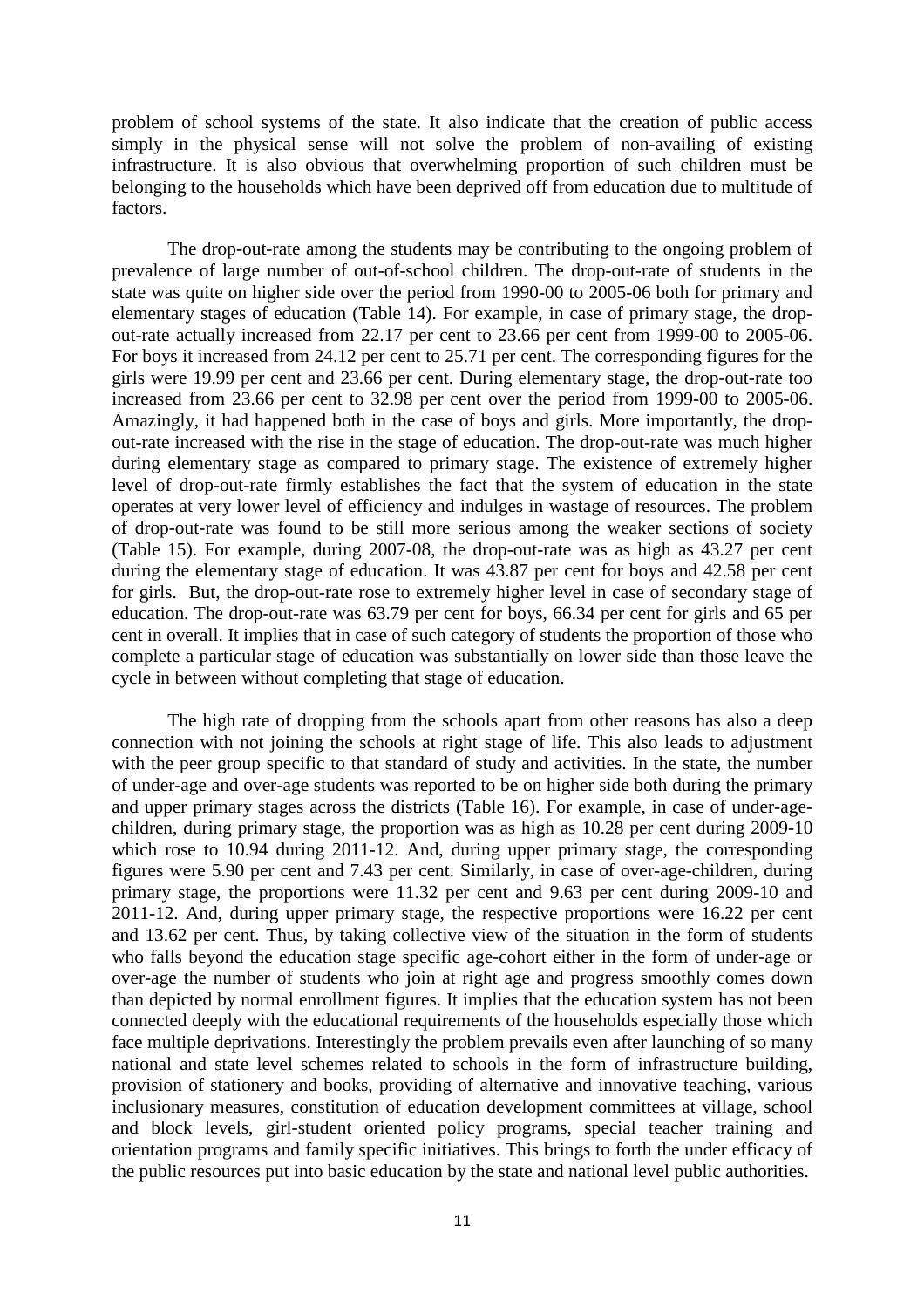problem of school systems of the state. It also indicate that the creation of public access simply in the physical sense will not solve the problem of non-availing of existing infrastructure. It is also obvious that overwhelming proportion of such children must be belonging to the households which have been deprived off from education due to multitude of factors.

The drop-out-rate among the students may be contributing to the ongoing problem of prevalence of large number of out-of-school children. The drop-out-rate of students in the state was quite on higher side over the period from 1990-00 to 2005-06 both for primary and elementary stages of education (Table 14). For example, in case of primary stage, the drop-out-rate actually increased from 22.17 per cent to 23.66 per cent from 1999-00 to 2005-06. For boys it increased from 24.12 per cent to 25.71 per cent. The corresponding figures for the girls were 19.99 per cent and 23.66 per cent. During elementary stage, the drop-out-rate too increased from 23.66 per cent to 32.98 per cent over the period from 1999-00 to 2005-06. Amazingly, it had happened both in the case of boys and girls. More importantly, the drop-out-rate increased with the rise in the stage of education. The drop-out-rate was much higher during elementary stage as compared to primary stage. The existence of extremely higher level of drop-out-rate firmly establishes the fact that the system of education in the state operates at very lower level of efficiency and indulges in wastage of resources. The problem of drop-out-rate was found to be still more serious among the weaker sections of society (Table 15). For example, during 2007-08, the drop-out-rate was as high as 43.27 per cent during the elementary stage of education. It was 43.87 per cent for boys and 42.58 per cent for girls. But, the drop-out-rate rose to extremely higher level in case of secondary stage of education. The drop-out-rate was 63.79 per cent for boys, 66.34 per cent for girls and 65 per cent in overall. It implies that in case of such category of students the proportion of those who complete a particular stage of education was substantially on lower side than those leave the cycle in between without completing that stage of education.

The high rate of dropping from the schools apart from other reasons has also a deep connection with not joining the schools at right stage of life. This also leads to adjustment with the peer group specific to that standard of study and activities. In the state, the number of under-age and over-age students was reported to be on higher side both during the primary and upper primary stages across the districts (Table 16). For example, in case of under-age-children, during primary stage, the proportion was as high as 10.28 per cent during 2009-10 which rose to 10.94 during 2011-12. And, during upper primary stage, the corresponding figures were 5.90 per cent and 7.43 per cent. Similarly, in case of over-age-children, during primary stage, the proportions were 11.32 per cent and 9.63 per cent during 2009-10 and 2011-12. And, during upper primary stage, the respective proportions were 16.22 per cent and 13.62 per cent. Thus, by taking collective view of the situation in the form of students who falls beyond the education stage specific age-cohort either in the form of under-age or over-age the number of students who join at right age and progress smoothly comes down than depicted by normal enrollment figures. It implies that the education system has not been connected deeply with the educational requirements of the households especially those which face multiple deprivations. Interestingly the problem prevails even after launching of so many national and state level schemes related to schools in the form of infrastructure building, provision of stationery and books, providing of alternative and innovative teaching, various inclusionary measures, constitution of education development committees at village, school and block levels, girl-student oriented policy programs, special teacher training and orientation programs and family specific initiatives. This brings to forth the under efficacy of the public resources put into basic education by the state and national level public authorities.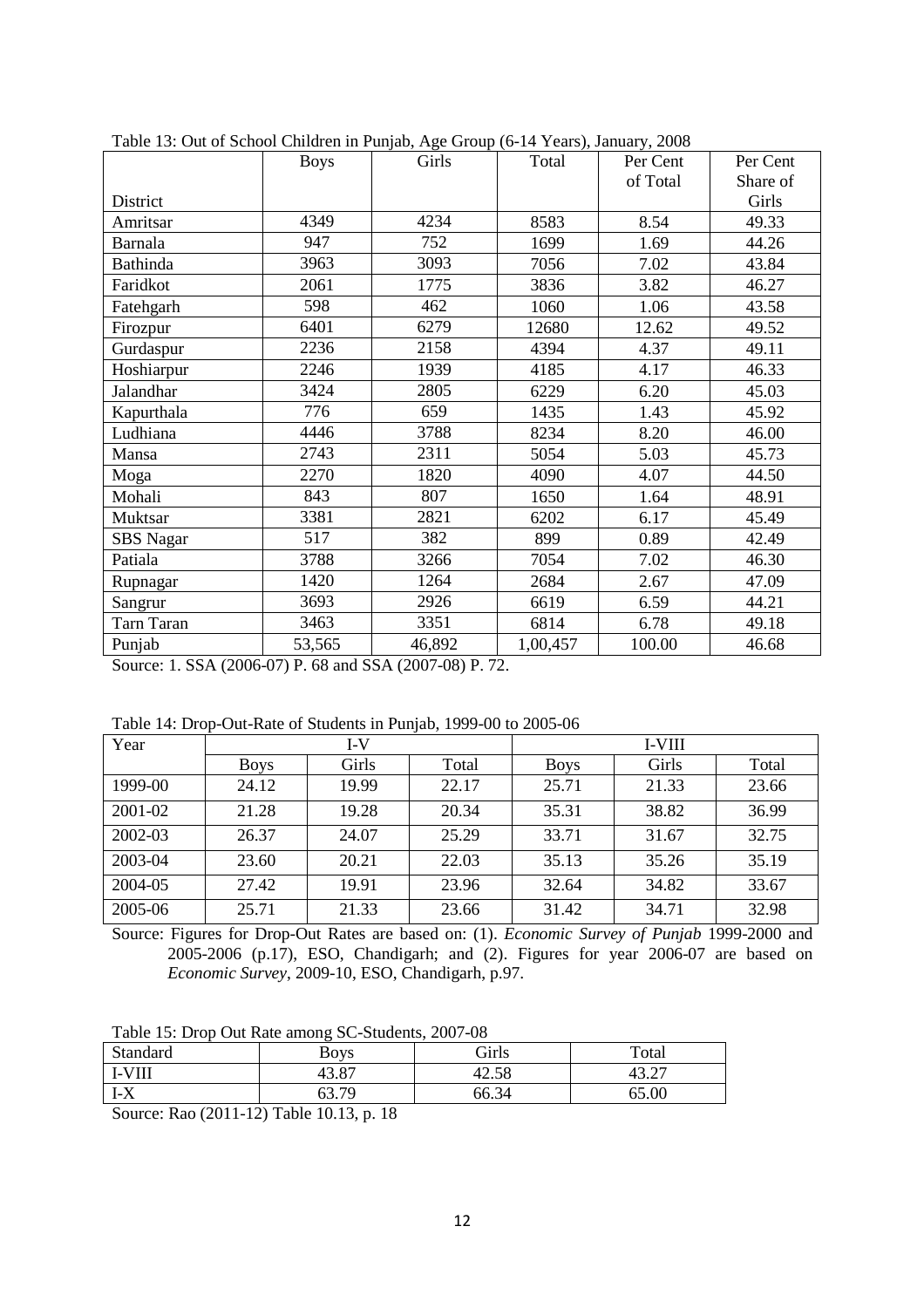Table 13: Out of School Children in Punjab, Age Group (6-14 Years), January, 2008

| District | Boys | Girls | Total | Per Cent of Total | Per Cent Share of Girls |
|---|---|---|---|---|---|
| Amritsar | 4349 | 4234 | 8583 | 8.54 | 49.33 |
| Barnala | 947 | 752 | 1699 | 1.69 | 44.26 |
| Bathinda | 3963 | 3093 | 7056 | 7.02 | 43.84 |
| Faridkot | 2061 | 1775 | 3836 | 3.82 | 46.27 |
| Fatehgarh | 598 | 462 | 1060 | 1.06 | 43.58 |
| Firozpur | 6401 | 6279 | 12680 | 12.62 | 49.52 |
| Gurdaspur | 2236 | 2158 | 4394 | 4.37 | 49.11 |
| Hoshiarpur | 2246 | 1939 | 4185 | 4.17 | 46.33 |
| Jalandhar | 3424 | 2805 | 6229 | 6.20 | 45.03 |
| Kapurthala | 776 | 659 | 1435 | 1.43 | 45.92 |
| Ludhiana | 4446 | 3788 | 8234 | 8.20 | 46.00 |
| Mansa | 2743 | 2311 | 5054 | 5.03 | 45.73 |
| Moga | 2270 | 1820 | 4090 | 4.07 | 44.50 |
| Mohali | 843 | 807 | 1650 | 1.64 | 48.91 |
| Muktsar | 3381 | 2821 | 6202 | 6.17 | 45.49 |
| SBS Nagar | 517 | 382 | 899 | 0.89 | 42.49 |
| Patiala | 3788 | 3266 | 7054 | 7.02 | 46.30 |
| Rupnagar | 1420 | 1264 | 2684 | 2.67 | 47.09 |
| Sangrur | 3693 | 2926 | 6619 | 6.59 | 44.21 |
| Tarn Taran | 3463 | 3351 | 6814 | 6.78 | 49.18 |
| Punjab | 53,565 | 46,892 | 1,00,457 | 100.00 | 46.68 |

Source: 1. SSA (2006-07) P. 68 and SSA (2007-08) P. 72.

Table 14: Drop-Out-Rate of Students in Punjab, 1999-00 to 2005-06

| Year | I-V | | | I-VIII | | |
|---|---|---|---|---|---|---|
| | Boys | Girls | Total | Boys | Girls | Total |
| 1999-00 | 24.12 | 19.99 | 22.17 | 25.71 | 21.33 | 23.66 |
| 2001-02 | 21.28 | 19.28 | 20.34 | 35.31 | 38.82 | 36.99 |
| 2002-03 | 26.37 | 24.07 | 25.29 | 33.71 | 31.67 | 32.75 |
| 2003-04 | 23.60 | 20.21 | 22.03 | 35.13 | 35.26 | 35.19 |
| 2004-05 | 27.42 | 19.91 | 23.96 | 32.64 | 34.82 | 33.67 |
| 2005-06 | 25.71 | 21.33 | 23.66 | 31.42 | 34.71 | 32.98 |

Source: Figures for Drop-Out Rates are based on: (1). *Economic Survey of Punjab* 1999-2000 and 2005-2006 (p.17), ESO, Chandigarh; and (2). Figures for year 2006-07 are based on *Economic Survey*, 2009-10, ESO, Chandigarh, p.97.

Table 15: Drop Out Rate among SC-Students, 2007-08

| Standard | Boys | Girls | Total |
|---|---|---|---|
| I-VIII | 43.87 | 42.58 | 43.27 |
| I-X | 63.79 | 66.34 | 65.00 |

Source: Rao (2011-12) Table 10.13, p. 18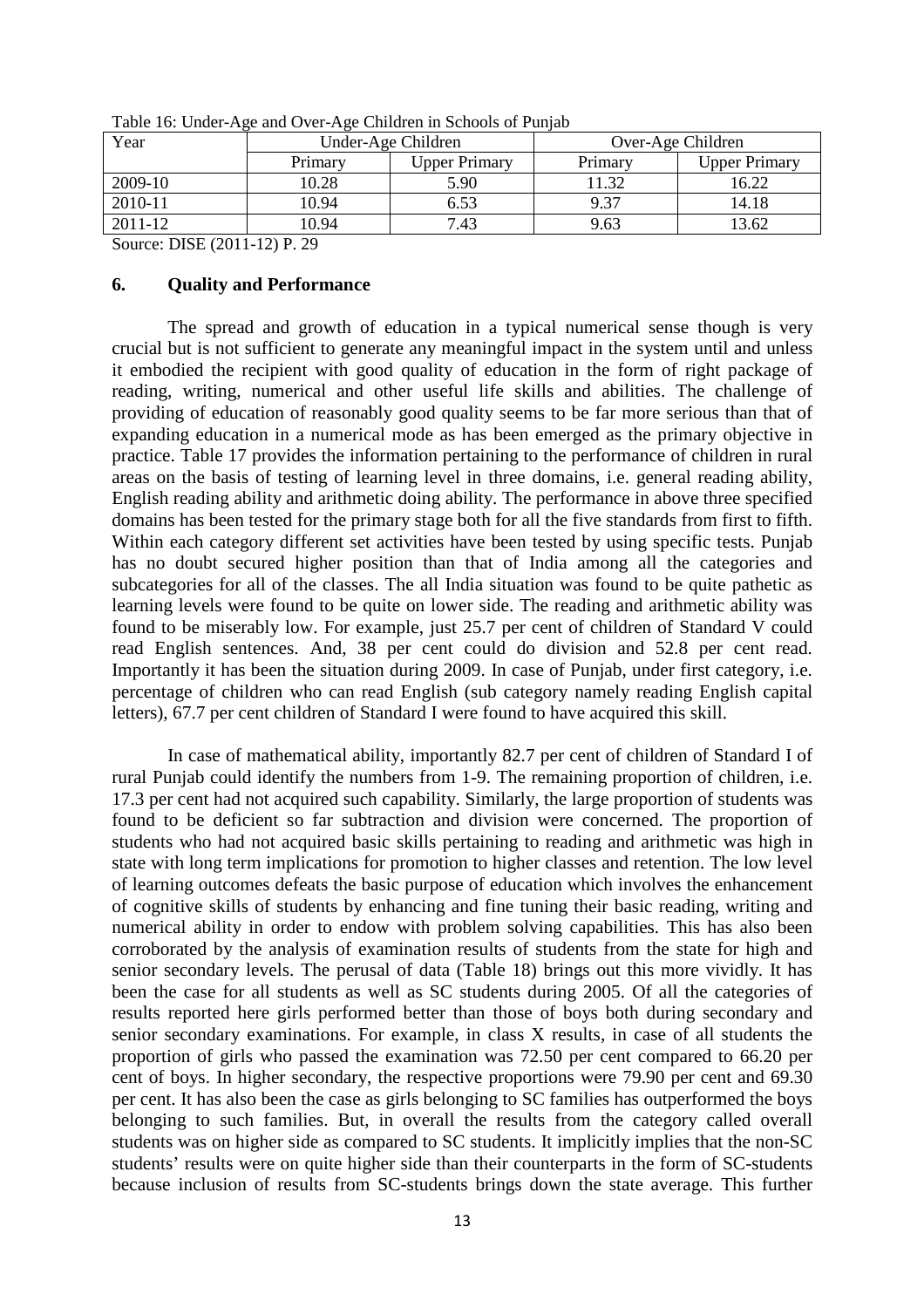Table 16: Under-Age and Over-Age Children in Schools of Punjab

| Year | Under-Age Children | | Over-Age Children | |
|---|---|---|---|---|
| | Primary | Upper Primary | Primary | Upper Primary |
| 2009-10 | 10.28 | 5.90 | 11.32 | 16.22 |
| 2010-11 | 10.94 | 6.53 | 9.37 | 14.18 |
| 2011-12 | 10.94 | 7.43 | 9.63 | 13.62 |

Source: DISE (2011-12) P. 29

## 6. Quality and Performance

The spread and growth of education in a typical numerical sense though is very crucial but is not sufficient to generate any meaningful impact in the system until and unless it embodied the recipient with good quality of education in the form of right package of reading, writing, numerical and other useful life skills and abilities. The challenge of providing of education of reasonably good quality seems to be far more serious than that of expanding education in a numerical mode as has been emerged as the primary objective in practice. Table 17 provides the information pertaining to the performance of children in rural areas on the basis of testing of learning level in three domains, i.e. general reading ability, English reading ability and arithmetic doing ability. The performance in above three specified domains has been tested for the primary stage both for all the five standards from first to fifth. Within each category different set activities have been tested by using specific tests. Punjab has no doubt secured higher position than that of India among all the categories and subcategories for all of the classes. The all India situation was found to be quite pathetic as learning levels were found to be quite on lower side. The reading and arithmetic ability was found to be miserably low. For example, just 25.7 per cent of children of Standard V could read English sentences. And, 38 per cent could do division and 52.8 per cent read. Importantly it has been the situation during 2009. In case of Punjab, under first category, i.e. percentage of children who can read English (sub category namely reading English capital letters), 67.7 per cent children of Standard I were found to have acquired this skill.

In case of mathematical ability, importantly 82.7 per cent of children of Standard I of rural Punjab could identify the numbers from 1-9. The remaining proportion of children, i.e. 17.3 per cent had not acquired such capability. Similarly, the large proportion of students was found to be deficient so far subtraction and division were concerned. The proportion of students who had not acquired basic skills pertaining to reading and arithmetic was high in state with long term implications for promotion to higher classes and retention. The low level of learning outcomes defeats the basic purpose of education which involves the enhancement of cognitive skills of students by enhancing and fine tuning their basic reading, writing and numerical ability in order to endow with problem solving capabilities. This has also been corroborated by the analysis of examination results of students from the state for high and senior secondary levels. The perusal of data (Table 18) brings out this more vividly. It has been the case for all students as well as SC students during 2005. Of all the categories of results reported here girls performed better than those of boys both during secondary and senior secondary examinations. For example, in class X results, in case of all students the proportion of girls who passed the examination was 72.50 per cent compared to 66.20 per cent of boys. In higher secondary, the respective proportions were 79.90 per cent and 69.30 per cent. It has also been the case as girls belonging to SC families has outperformed the boys belonging to such families. But, in overall the results from the category called overall students was on higher side as compared to SC students. It implicitly implies that the non-SC students' results were on quite higher side than their counterparts in the form of SC-students because inclusion of results from SC-students brings down the state average. This further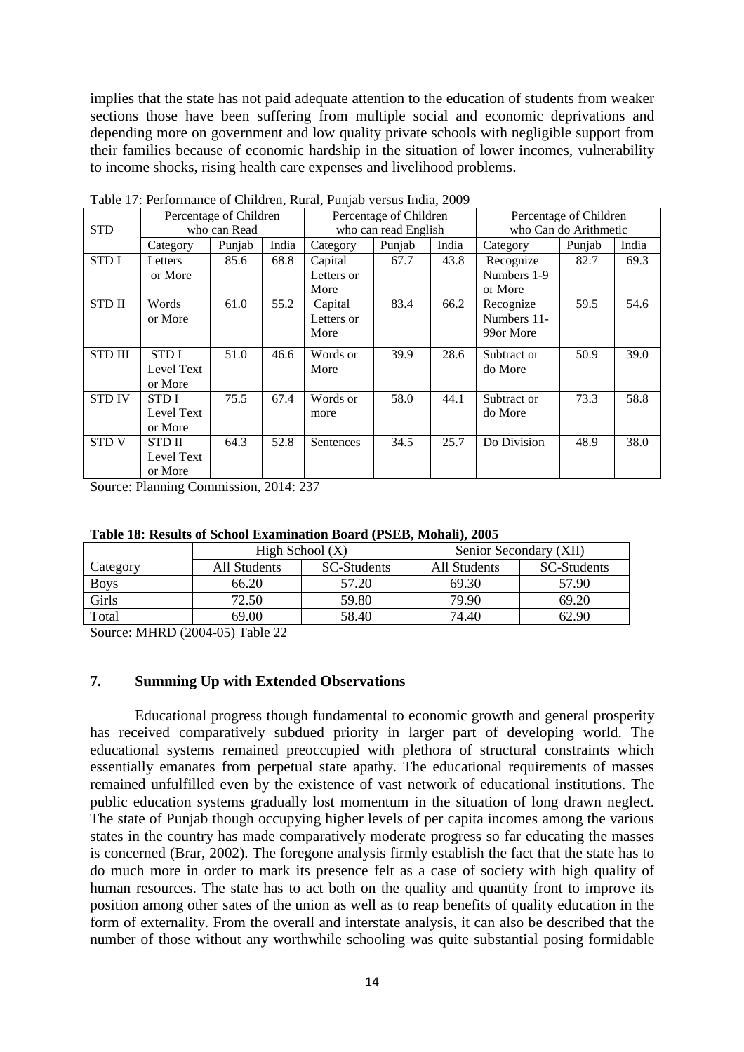implies that the state has not paid adequate attention to the education of students from weaker sections those have been suffering from multiple social and economic deprivations and depending more on government and low quality private schools with negligible support from their families because of economic hardship in the situation of lower incomes, vulnerability to income shocks, rising health care expenses and livelihood problems.

Table 17: Performance of Children, Rural, Punjab versus India, 2009

| STD | Percentage of Children who can Read | | | Percentage of Children who can read English | | | Percentage of Children who Can do Arithmetic | | |
|---|---|---|---|---|---|---|---|---|---|
| | Category | Punjab | India | Category | Punjab | India | Category | Punjab | India |
| STD I | Letters or More | 85.6 | 68.8 | Capital Letters or More | 67.7 | 43.8 | Recognize Numbers 1-9 or More | 82.7 | 69.3 |
| STD II | Words or More | 61.0 | 55.2 | Capital Letters or More | 83.4 | 66.2 | Recognize Numbers 11-99or More | 59.5 | 54.6 |
| STD III | STD I Level Text or More | 51.0 | 46.6 | Words or More | 39.9 | 28.6 | Subtract or do More | 50.9 | 39.0 |
| STD IV | STD I Level Text or More | 75.5 | 67.4 | Words or more | 58.0 | 44.1 | Subtract or do More | 73.3 | 58.8 |
| STD V | STD II Level Text or More | 64.3 | 52.8 | Sentences | 34.5 | 25.7 | Do Division | 48.9 | 38.0 |

Source: Planning Commission, 2014: 237

**Table 18: Results of School Examination Board (PSEB, Mohali), 2005**

| | High School (X) | | Senior Secondary (XII) | |
|---|---|---|---|---|
| Category | All Students | SC-Students | All Students | SC-Students |
| Boys | 66.20 | 57.20 | 69.30 | 57.90 |
| Girls | 72.50 | 59.80 | 79.90 | 69.20 |
| Total | 69.00 | 58.40 | 74.40 | 62.90 |

Source: MHRD (2004-05) Table 22

## 7. Summing Up with Extended Observations

Educational progress though fundamental to economic growth and general prosperity has received comparatively subdued priority in larger part of developing world. The educational systems remained preoccupied with plethora of structural constraints which essentially emanates from perpetual state apathy. The educational requirements of masses remained unfulfilled even by the existence of vast network of educational institutions. The public education systems gradually lost momentum in the situation of long drawn neglect. The state of Punjab though occupying higher levels of per capita incomes among the various states in the country has made comparatively moderate progress so far educating the masses is concerned (Brar, 2002). The foregone analysis firmly establish the fact that the state has to do much more in order to mark its presence felt as a case of society with high quality of human resources. The state has to act both on the quality and quantity front to improve its position among other sates of the union as well as to reap benefits of quality education in the form of externality. From the overall and interstate analysis, it can also be described that the number of those without any worthwhile schooling was quite substantial posing formidable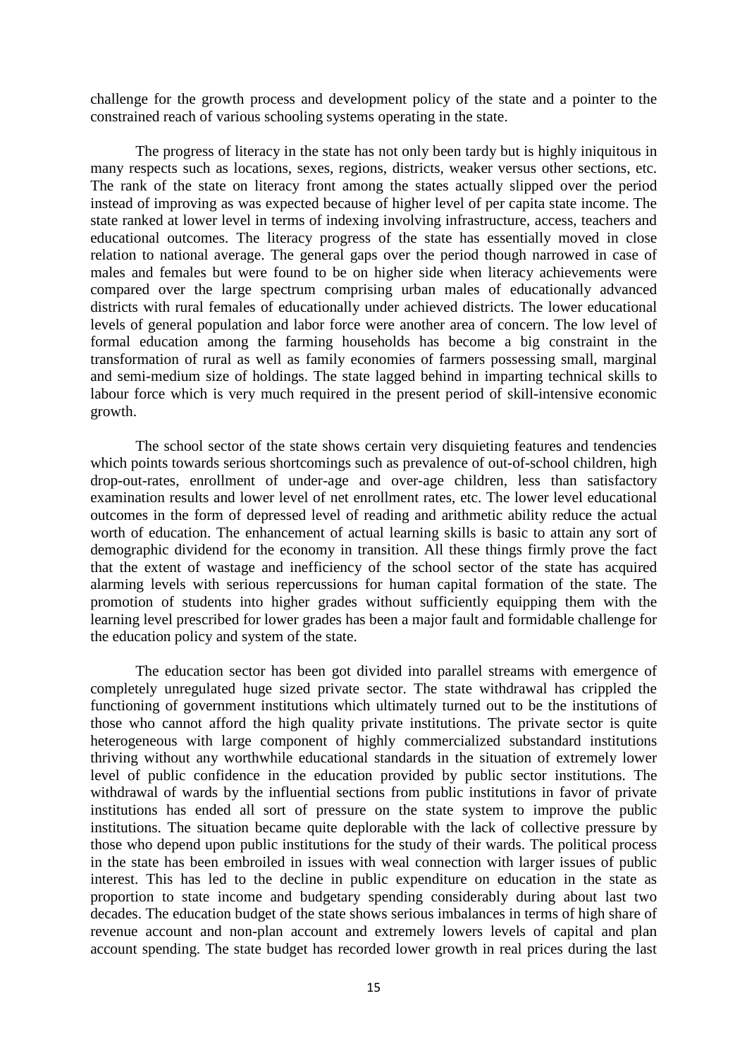challenge for the growth process and development policy of the state and a pointer to the constrained reach of various schooling systems operating in the state.

The progress of literacy in the state has not only been tardy but is highly iniquitous in many respects such as locations, sexes, regions, districts, weaker versus other sections, etc. The rank of the state on literacy front among the states actually slipped over the period instead of improving as was expected because of higher level of per capita state income. The state ranked at lower level in terms of indexing involving infrastructure, access, teachers and educational outcomes. The literacy progress of the state has essentially moved in close relation to national average. The general gaps over the period though narrowed in case of males and females but were found to be on higher side when literacy achievements were compared over the large spectrum comprising urban males of educationally advanced districts with rural females of educationally under achieved districts. The lower educational levels of general population and labor force were another area of concern. The low level of formal education among the farming households has become a big constraint in the transformation of rural as well as family economies of farmers possessing small, marginal and semi-medium size of holdings. The state lagged behind in imparting technical skills to labour force which is very much required in the present period of skill-intensive economic growth.

The school sector of the state shows certain very disquieting features and tendencies which points towards serious shortcomings such as prevalence of out-of-school children, high drop-out-rates, enrollment of under-age and over-age children, less than satisfactory examination results and lower level of net enrollment rates, etc. The lower level educational outcomes in the form of depressed level of reading and arithmetic ability reduce the actual worth of education. The enhancement of actual learning skills is basic to attain any sort of demographic dividend for the economy in transition. All these things firmly prove the fact that the extent of wastage and inefficiency of the school sector of the state has acquired alarming levels with serious repercussions for human capital formation of the state. The promotion of students into higher grades without sufficiently equipping them with the learning level prescribed for lower grades has been a major fault and formidable challenge for the education policy and system of the state.

The education sector has been got divided into parallel streams with emergence of completely unregulated huge sized private sector. The state withdrawal has crippled the functioning of government institutions which ultimately turned out to be the institutions of those who cannot afford the high quality private institutions. The private sector is quite heterogeneous with large component of highly commercialized substandard institutions thriving without any worthwhile educational standards in the situation of extremely lower level of public confidence in the education provided by public sector institutions. The withdrawal of wards by the influential sections from public institutions in favor of private institutions has ended all sort of pressure on the state system to improve the public institutions. The situation became quite deplorable with the lack of collective pressure by those who depend upon public institutions for the study of their wards. The political process in the state has been embroiled in issues with weal connection with larger issues of public interest. This has led to the decline in public expenditure on education in the state as proportion to state income and budgetary spending considerably during about last two decades. The education budget of the state shows serious imbalances in terms of high share of revenue account and non-plan account and extremely lowers levels of capital and plan account spending. The state budget has recorded lower growth in real prices during the last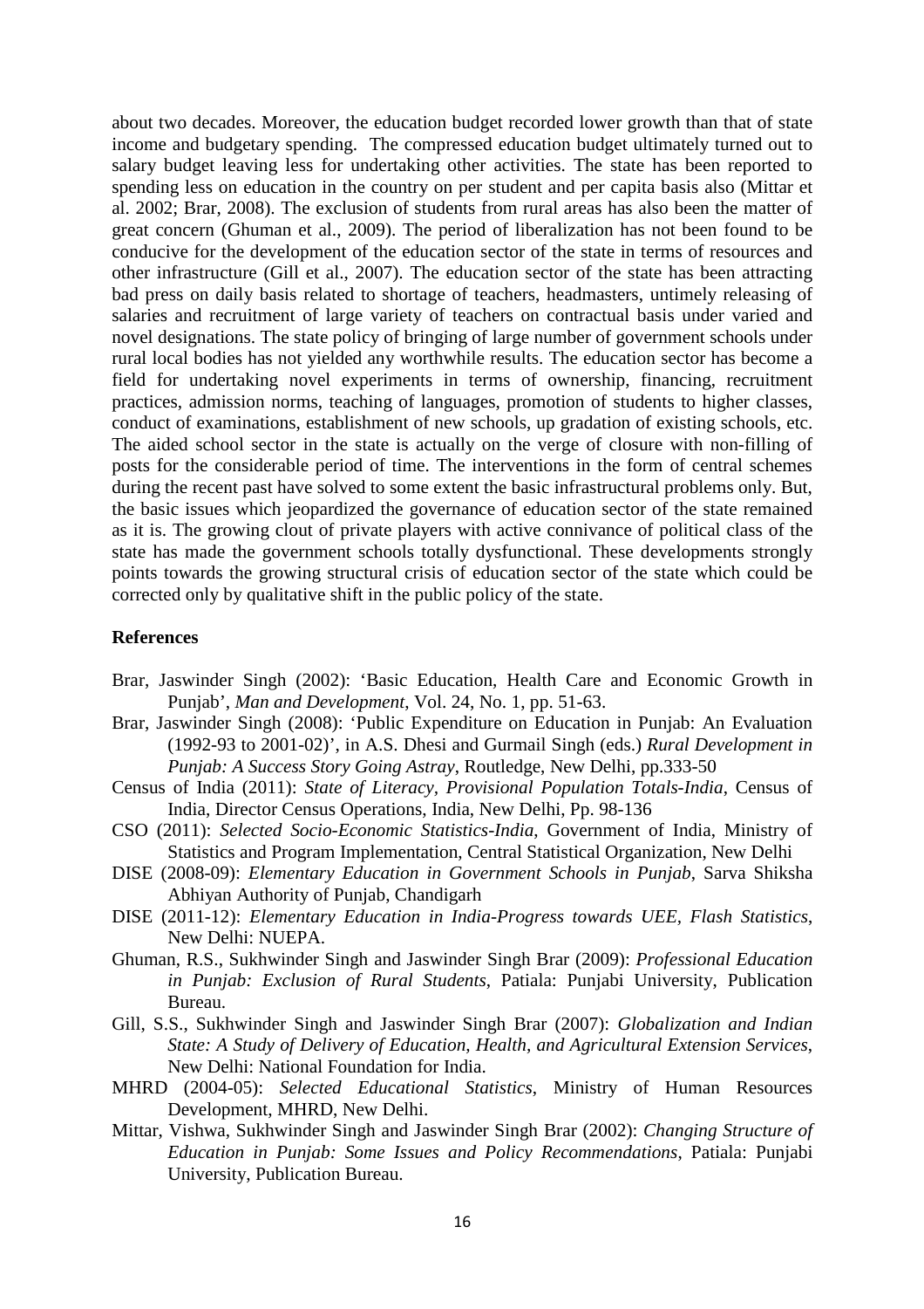about two decades. Moreover, the education budget recorded lower growth than that of state income and budgetary spending. The compressed education budget ultimately turned out to salary budget leaving less for undertaking other activities. The state has been reported to spending less on education in the country on per student and per capita basis also (Mittar et al. 2002; Brar, 2008). The exclusion of students from rural areas has also been the matter of great concern (Ghuman et al., 2009). The period of liberalization has not been found to be conducive for the development of the education sector of the state in terms of resources and other infrastructure (Gill et al., 2007). The education sector of the state has been attracting bad press on daily basis related to shortage of teachers, headmasters, untimely releasing of salaries and recruitment of large variety of teachers on contractual basis under varied and novel designations. The state policy of bringing of large number of government schools under rural local bodies has not yielded any worthwhile results. The education sector has become a field for undertaking novel experiments in terms of ownership, financing, recruitment practices, admission norms, teaching of languages, promotion of students to higher classes, conduct of examinations, establishment of new schools, up gradation of existing schools, etc. The aided school sector in the state is actually on the verge of closure with non-filling of posts for the considerable period of time. The interventions in the form of central schemes during the recent past have solved to some extent the basic infrastructural problems only. But, the basic issues which jeopardized the governance of education sector of the state remained as it is. The growing clout of private players with active connivance of political class of the state has made the government schools totally dysfunctional. These developments strongly points towards the growing structural crisis of education sector of the state which could be corrected only by qualitative shift in the public policy of the state.

**References**

Brar, Jaswinder Singh (2002): 'Basic Education, Health Care and Economic Growth in Punjab', *Man and Development*, Vol. 24, No. 1, pp. 51-63.

Brar, Jaswinder Singh (2008): 'Public Expenditure on Education in Punjab: An Evaluation (1992-93 to 2001-02)', in A.S. Dhesi and Gurmail Singh (eds.) *Rural Development in Punjab: A Success Story Going Astray*, Routledge, New Delhi, pp.333-50

Census of India (2011): *State of Literacy, Provisional Population Totals-India*, Census of India, Director Census Operations, India, New Delhi, Pp. 98-136

CSO (2011): *Selected Socio-Economic Statistics-India*, Government of India, Ministry of Statistics and Program Implementation, Central Statistical Organization, New Delhi

DISE (2008-09): *Elementary Education in Government Schools in Punjab*, Sarva Shiksha Abhiyan Authority of Punjab, Chandigarh

DISE (2011-12): *Elementary Education in India-Progress towards UEE, Flash Statistics*, New Delhi: NUEPA.

Ghuman, R.S., Sukhwinder Singh and Jaswinder Singh Brar (2009): *Professional Education in Punjab: Exclusion of Rural Students*, Patiala: Punjabi University, Publication Bureau.

Gill, S.S., Sukhwinder Singh and Jaswinder Singh Brar (2007): *Globalization and Indian State: A Study of Delivery of Education, Health, and Agricultural Extension Services*, New Delhi: National Foundation for India.

MHRD (2004-05): *Selected Educational Statistics*, Ministry of Human Resources Development, MHRD, New Delhi.

Mittar, Vishwa, Sukhwinder Singh and Jaswinder Singh Brar (2002): *Changing Structure of Education in Punjab: Some Issues and Policy Recommendations*, Patiala: Punjabi University, Publication Bureau.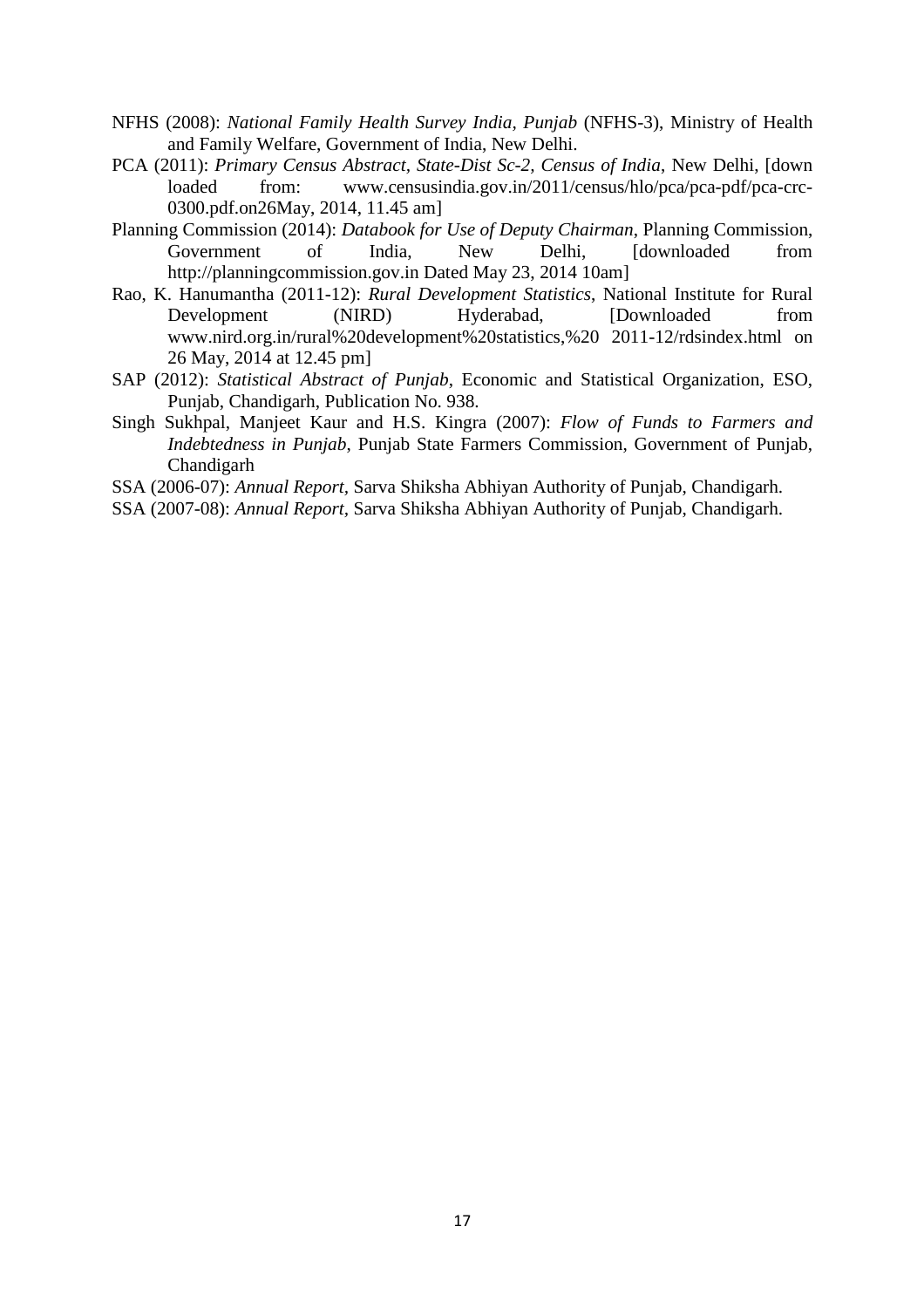NFHS (2008): *National Family Health Survey India, Punjab* (NFHS-3), Ministry of Health and Family Welfare, Government of India, New Delhi.

PCA (2011): *Primary Census Abstract, State-Dist Sc-2, Census of India*, New Delhi, [down loaded from: www.censusindia.gov.in/2011/census/hlo/pca/pca-pdf/pca-crc-0300.pdf.on26May, 2014, 11.45 am]

Planning Commission (2014): *Databook for Use of Deputy Chairman*, Planning Commission, Government of India, New Delhi, [downloaded from http://planningcommission.gov.in Dated May 23, 2014 10am]

Rao, K. Hanumantha (2011-12): *Rural Development Statistics*, National Institute for Rural Development (NIRD) Hyderabad, [Downloaded from www.nird.org.in/rural%20development%20statistics,%20 2011-12/rdsindex.html on 26 May, 2014 at 12.45 pm]

SAP (2012): *Statistical Abstract of Punjab*, Economic and Statistical Organization, ESO, Punjab, Chandigarh, Publication No. 938.

Singh Sukhpal, Manjeet Kaur and H.S. Kingra (2007): *Flow of Funds to Farmers and Indebtedness in Punjab*, Punjab State Farmers Commission, Government of Punjab, Chandigarh

SSA (2006-07): *Annual Report*, Sarva Shiksha Abhiyan Authority of Punjab, Chandigarh.

SSA (2007-08): *Annual Report*, Sarva Shiksha Abhiyan Authority of Punjab, Chandigarh.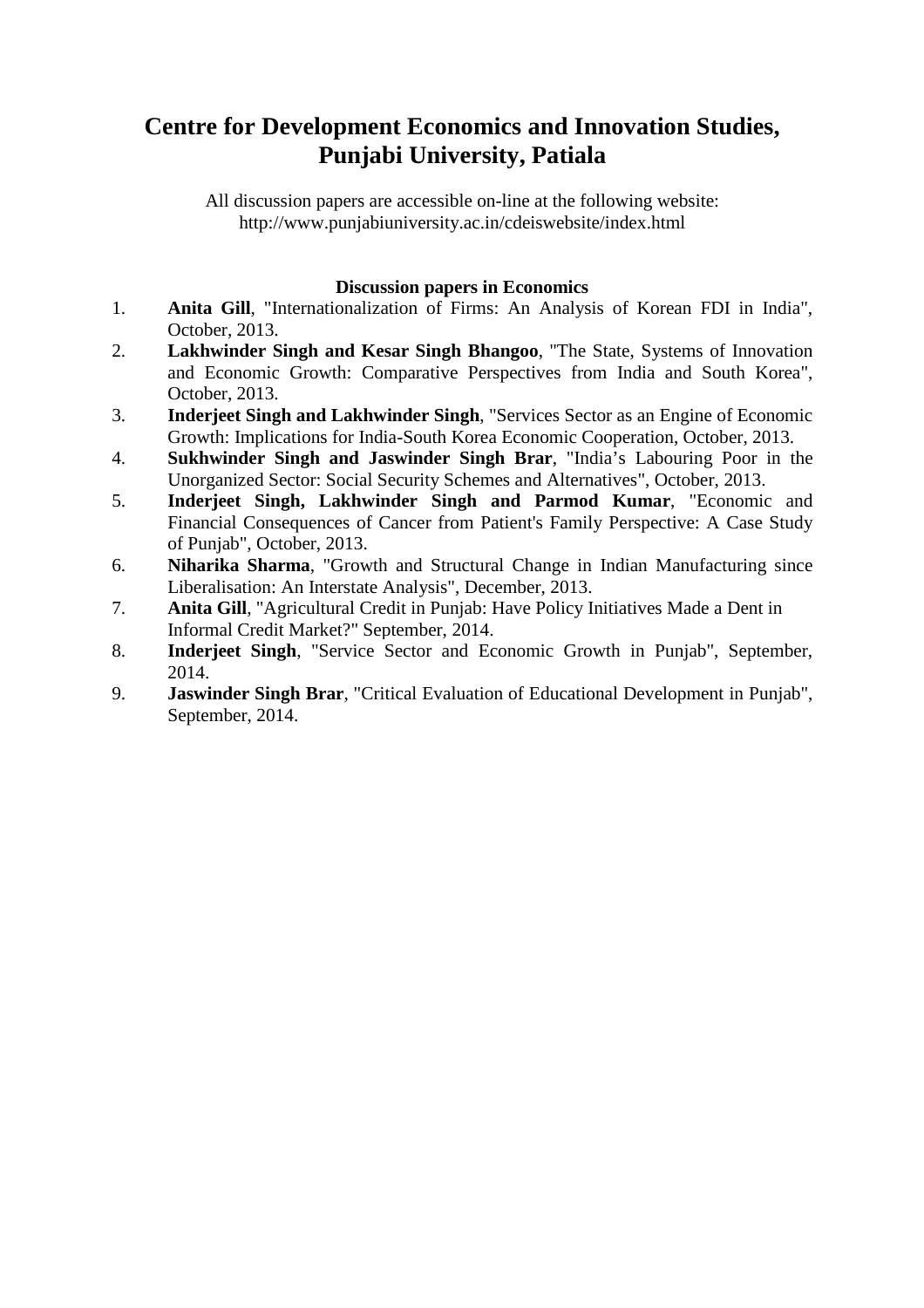# Centre for Development Economics and Innovation Studies, Punjabi University, Patiala

All discussion papers are accessible on-line at the following website:
http://www.punjabiuniversity.ac.in/cdeiswebsite/index.html

**Discussion papers in Economics**

1. **Anita Gill**, "Internationalization of Firms: An Analysis of Korean FDI in India", October, 2013.
2. **Lakhwinder Singh and Kesar Singh Bhangoo**, "The State, Systems of Innovation and Economic Growth: Comparative Perspectives from India and South Korea", October, 2013.
3. **Inderjeet Singh and Lakhwinder Singh**, "Services Sector as an Engine of Economic Growth: Implications for India-South Korea Economic Cooperation, October, 2013.
4. **Sukhwinder Singh and Jaswinder Singh Brar**, "India's Labouring Poor in the Unorganized Sector: Social Security Schemes and Alternatives", October, 2013.
5. **Inderjeet Singh, Lakhwinder Singh and Parmod Kumar**, "Economic and Financial Consequences of Cancer from Patient's Family Perspective: A Case Study of Punjab", October, 2013.
6. **Niharika Sharma**, "Growth and Structural Change in Indian Manufacturing since Liberalisation: An Interstate Analysis", December, 2013.
7. **Anita Gill**, "Agricultural Credit in Punjab: Have Policy Initiatives Made a Dent in Informal Credit Market?" September, 2014.
8. **Inderjeet Singh**, "Service Sector and Economic Growth in Punjab", September, 2014.
9. **Jaswinder Singh Brar**, "Critical Evaluation of Educational Development in Punjab", September, 2014.